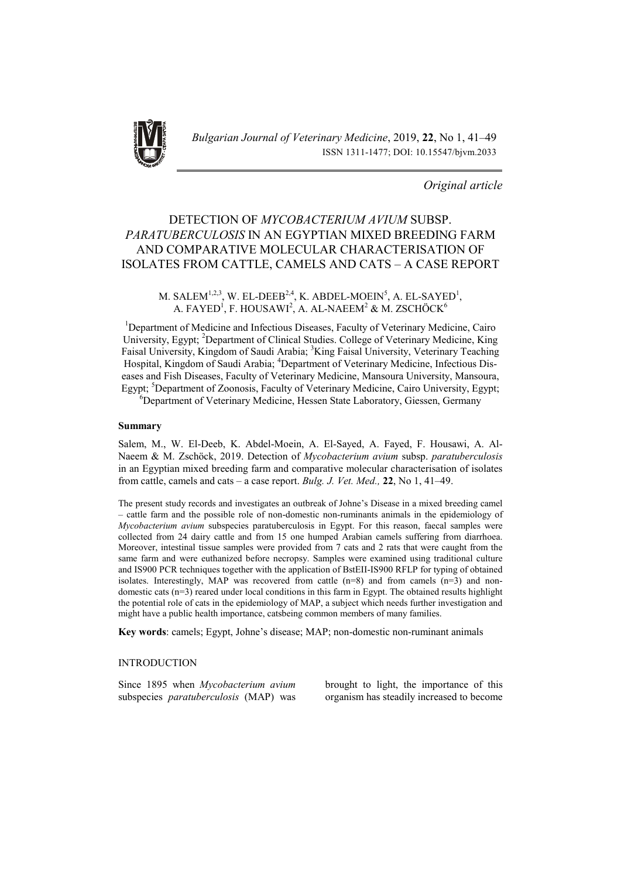*Original article*

# DETECTION OF *MYCOBACTERIUM AVIUM* SUBSP. *PARATUBERCULOSIS* IN AN EGYPTIAN MIXED BREEDING FARM AND COMPARATIVE MOLECULAR CHARACTERISATION OF ISOLATES FROM CATTLE, CAMELS AND CATS – A CASE REPORT

M. SALEM[1,2,3], W. EL-DEEB[2,4], K. ABDEL-MOEIN[5], A. EL-SAYED[1], A. FAYED[1], F. HOUSAWI[2], A. AL-NAEEM[2] & M. ZSCHÖCK[6]

[1]Department of Medicine and Infectious Diseases, Faculty of Veterinary Medicine, Cairo University, Egypt; [2]Department of Clinical Studies. College of Veterinary Medicine, King Faisal University, Kingdom of Saudi Arabia; [3]King Faisal University, Veterinary Teaching Hospital, Kingdom of Saudi Arabia; [4]Department of Veterinary Medicine, Infectious Diseases and Fish Diseases, Faculty of Veterinary Medicine, Mansoura University, Mansoura, Egypt; [5]Department of Zoonosis, Faculty of Veterinary Medicine, Cairo University, Egypt; [6]Department of Veterinary Medicine, Hessen State Laboratory, Giessen, Germany

## Summary

Salem, M., W. El-Deeb, K. Abdel-Moein, A. El-Sayed, A. Fayed, F. Housawi, A. Al-Naeem & M. Zschöck, 2019. Detection of *Mycobacterium avium* subsp. *paratuberculosis* in an Egyptian mixed breeding farm and comparative molecular characterisation of isolates from cattle, camels and cats – a case report. *Bulg. J. Vet. Med.,* **22**, No 1, 41–49.

The present study records and investigates an outbreak of Johne's Disease in a mixed breeding camel – cattle farm and the possible role of non-domestic non-ruminants animals in the epidemiology of *Mycobacterium avium* subspecies paratuberculosis in Egypt. For this reason, faecal samples were collected from 24 dairy cattle and from 15 one humped Arabian camels suffering from diarrhoea. Moreover, intestinal tissue samples were provided from 7 cats and 2 rats that were caught from the same farm and were euthanized before necropsy. Samples were examined using traditional culture and IS900 PCR techniques together with the application of BstEII-IS900 RFLP for typing of obtained isolates. Interestingly, MAP was recovered from cattle (n=8) and from camels (n=3) and non-domestic cats (n=3) reared under local conditions in this farm in Egypt. The obtained results highlight the potential role of cats in the epidemiology of MAP, a subject which needs further investigation and might have a public health importance, catsbeing common members of many families.

**Key words**: camels; Egypt, Johne's disease; MAP; non-domestic non-ruminant animals

## INTRODUCTION

Since 1895 when *Mycobacterium avium* subspecies *paratuberculosis* (MAP) was brought to light, the importance of this organism has steadily increased to become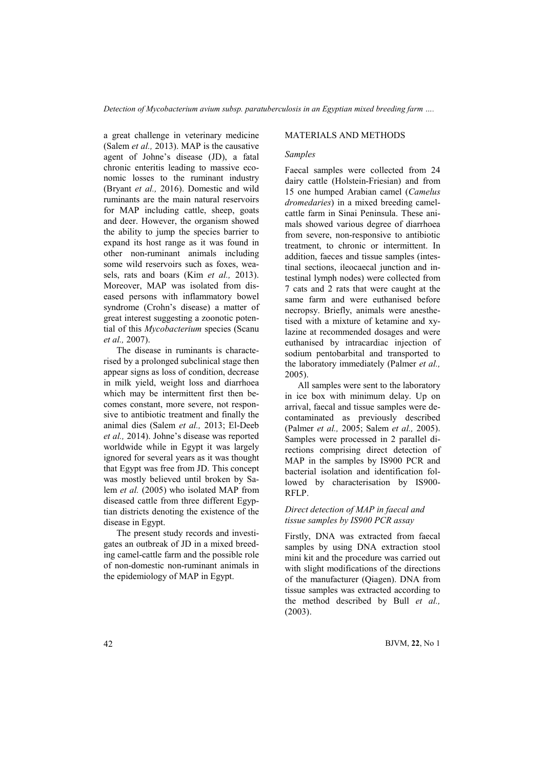a great challenge in veterinary medicine (Salem *et al.,* 2013). MAP is the causative agent of Johne's disease (JD), a fatal chronic enteritis leading to massive economic losses to the ruminant industry (Bryant *et al.,* 2016). Domestic and wild ruminants are the main natural reservoirs for MAP including cattle, sheep, goats and deer. However, the organism showed the ability to jump the species barrier to expand its host range as it was found in other non-ruminant animals including some wild reservoirs such as foxes, weasels, rats and boars (Kim *et al.,* 2013). Moreover, MAP was isolated from diseased persons with inflammatory bowel syndrome (Crohn's disease) a matter of great interest suggesting a zoonotic potential of this *Mycobacterium* species (Scanu *et al.,* 2007).

The disease in ruminants is characterised by a prolonged subclinical stage then appear signs as loss of condition, decrease in milk yield, weight loss and diarrhoea which may be intermittent first then becomes constant, more severe, not responsive to antibiotic treatment and finally the animal dies (Salem *et al.,* 2013; El-Deeb *et al.,* 2014). Johne's disease was reported worldwide while in Egypt it was largely ignored for several years as it was thought that Egypt was free from JD. This concept was mostly believed until broken by Salem *et al.* (2005) who isolated MAP from diseased cattle from three different Egyptian districts denoting the existence of the disease in Egypt.

The present study records and investigates an outbreak of JD in a mixed breeding camel-cattle farm and the possible role of non-domestic non-ruminant animals in the epidemiology of MAP in Egypt.

## MATERIALS AND METHODS

### *Samples*

Faecal samples were collected from 24 dairy cattle (Holstein-Friesian) and from 15 one humped Arabian camel (*Camelus dromedaries*) in a mixed breeding camel-cattle farm in Sinai Peninsula. These animals showed various degree of diarrhoea from severe, non-responsive to antibiotic treatment, to chronic or intermittent. In addition, faeces and tissue samples (intestinal sections, ileocaecal junction and intestinal lymph nodes) were collected from 7 cats and 2 rats that were caught at the same farm and were euthanised before necropsy. Briefly, animals were anesthetised with a mixture of ketamine and xylazine at recommended dosages and were euthanised by intracardiac injection of sodium pentobarbital and transported to the laboratory immediately (Palmer *et al.,* 2005).

All samples were sent to the laboratory in ice box with minimum delay. Up on arrival, faecal and tissue samples were decontaminated as previously described (Palmer *et al.,* 2005; Salem *et al.,* 2005). Samples were processed in 2 parallel directions comprising direct detection of MAP in the samples by IS900 PCR and bacterial isolation and identification followed by characterisation by IS900-RFLP.

### *Direct detection of MAP in faecal and tissue samples by IS900 PCR assay*

Firstly, DNA was extracted from faecal samples by using DNA extraction stool mini kit and the procedure was carried out with slight modifications of the directions of the manufacturer (Qiagen). DNA from tissue samples was extracted according to the method described by Bull *et al.,* (2003).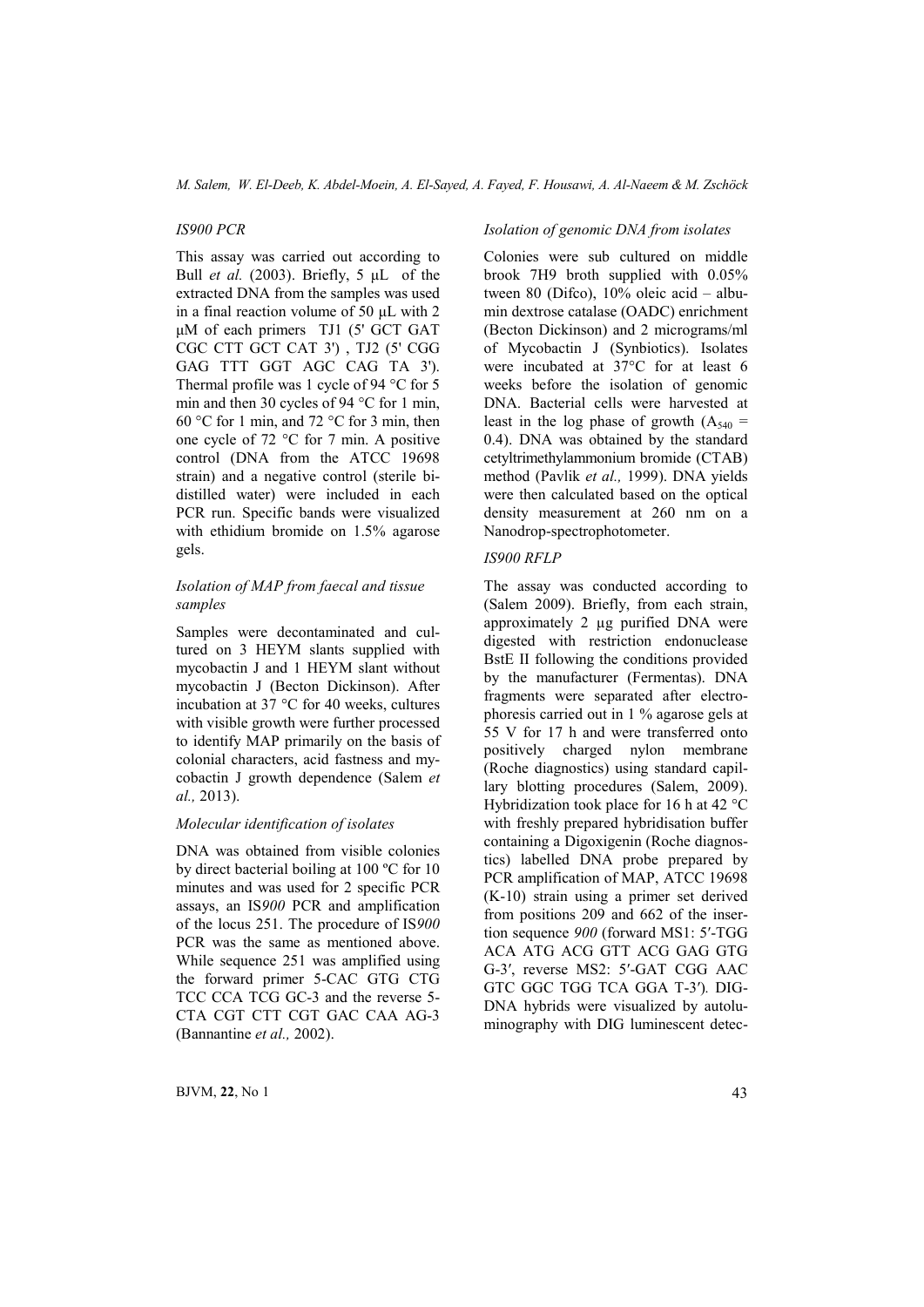### *IS900 PCR*

This assay was carried out according to Bull *et al.* (2003). Briefly, 5 µL of the extracted DNA from the samples was used in a final reaction volume of 50 µL with 2 µM of each primers TJ1 (5' GCT GAT CGC CTT GCT CAT 3') , TJ2 (5' CGG GAG TTT GGT AGC CAG TA 3'). Thermal profile was 1 cycle of 94 °C for 5 min and then 30 cycles of 94 °C for 1 min, 60 °C for 1 min, and 72 °C for 3 min, then one cycle of 72 °C for 7 min. A positive control (DNA from the ATCC 19698 strain) and a negative control (sterile bi-distilled water) were included in each PCR run. Specific bands were visualized with ethidium bromide on 1.5% agarose gels.

### *Isolation of MAP from faecal and tissue samples*

Samples were decontaminated and cultured on 3 HEYM slants supplied with mycobactin J and 1 HEYM slant without mycobactin J (Becton Dickinson). After incubation at 37 °C for 40 weeks, cultures with visible growth were further processed to identify MAP primarily on the basis of colonial characters, acid fastness and mycobactin J growth dependence (Salem *et al.,* 2013).

### *Molecular identification of isolates*

DNA was obtained from visible colonies by direct bacterial boiling at 100 ºC for 10 minutes and was used for 2 specific PCR assays, an IS*900* PCR and amplification of the locus 251. The procedure of IS*900* PCR was the same as mentioned above. While sequence 251 was amplified using the forward primer 5-CAC GTG CTG TCC CCA TCG GC-3 and the reverse 5-CTA CGT CTT CGT GAC CAA AG-3 (Bannantine *et al.,* 2002).

### *Isolation of genomic DNA from isolates*

Colonies were sub cultured on middle brook 7H9 broth supplied with 0.05% tween 80 (Difco), 10% oleic acid – albumin dextrose catalase (OADC) enrichment (Becton Dickinson) and 2 micrograms/ml of Mycobactin J (Synbiotics). Isolates were incubated at 37°C for at least 6 weeks before the isolation of genomic DNA. Bacterial cells were harvested at least in the log phase of growth ($A_{540}$ = 0.4). DNA was obtained by the standard cetyltrimethylammonium bromide (CTAB) method (Pavlik *et al.,* 1999). DNA yields were then calculated based on the optical density measurement at 260 nm on a Nanodrop-spectrophotometer.

### *IS900 RFLP*

The assay was conducted according to (Salem 2009). Briefly, from each strain, approximately 2 µg purified DNA were digested with restriction endonuclease BstE II following the conditions provided by the manufacturer (Fermentas). DNA fragments were separated after electrophoresis carried out in 1 % agarose gels at 55 V for 17 h and were transferred onto positively charged nylon membrane (Roche diagnostics) using standard capillary blotting procedures (Salem, 2009). Hybridization took place for 16 h at 42 °C with freshly prepared hybridisation buffer containing a Digoxigenin (Roche diagnostics) labelled DNA probe prepared by PCR amplification of MAP, ATCC 19698 (K-10) strain using a primer set derived from positions 209 and 662 of the insertion sequence *900* (forward MS1: 5′-TGG ACA ATG ACG GTT ACG GAG GTG G-3′, reverse MS2: 5′-GAT CGG AAC GTC GGC TGG TCA GGA T-3′). DIG-DNA hybrids were visualized by autoluminography with DIG luminescent detec-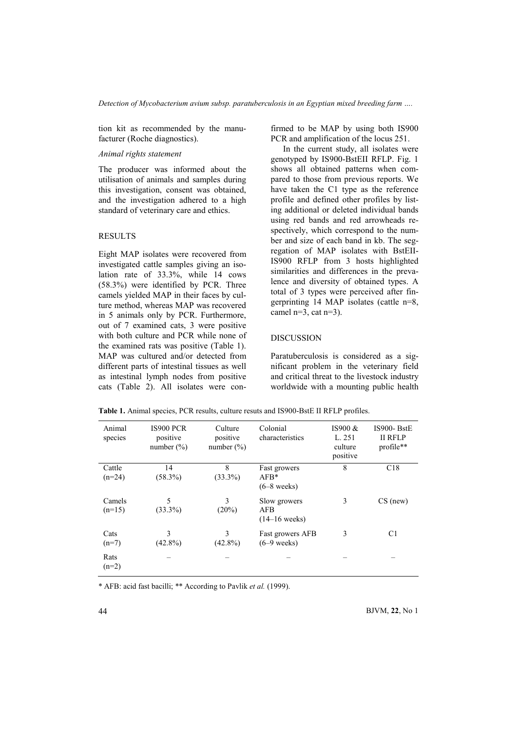tion kit as recommended by the manufacturer (Roche diagnostics).

*Animal rights statement*

The producer was informed about the utilisation of animals and samples during this investigation, consent was obtained, and the investigation adhered to a high standard of veterinary care and ethics.

## RESULTS

Eight MAP isolates were recovered from investigated cattle samples giving an isolation rate of 33.3%, while 14 cows (58.3%) were identified by PCR. Three camels yielded MAP in their faces by culture method, whereas MAP was recovered in 5 animals only by PCR. Furthermore, out of 7 examined cats, 3 were positive with both culture and PCR while none of the examined rats was positive (Table 1). MAP was cultured and/or detected from different parts of intestinal tissues as well as intestinal lymph nodes from positive cats (Table 2). All isolates were confirmed to be MAP by using both IS900 PCR and amplification of the locus 251.

In the current study, all isolates were genotyped by IS900-BstEII RFLP. Fig. 1 shows all obtained patterns when compared to those from previous reports. We have taken the C1 type as the reference profile and defined other profiles by listing additional or deleted individual bands using red bands and red arrowheads respectively, which correspond to the number and size of each band in kb. The segregation of MAP isolates with BstEII-IS900 RFLP from 3 hosts highlighted similarities and differences in the prevalence and diversity of obtained types. A total of 3 types were perceived after fingerprinting 14 MAP isolates (cattle n=8, camel n=3, cat n=3).

## DISCUSSION

Paratuberculosis is considered as a significant problem in the veterinary field and critical threat to the livestock industry worldwide with a mounting public health

**Table 1.** Animal species, PCR results, culture resuts and IS900-BstE II RFLP profiles.

| Animal species | IS900 PCR positive number (%) | Culture positive number (%) | Colonial characteristics | IS900 & L. 251 culture positive | IS900- BstE II RFLP profile** |
|---|---|---|---|---|---|
| Cattle (n=24) | 14 (58.3%) | 8 (33.3%) | Fast growers AFB* (6–8 weeks) | 8 | C18 |
| Camels (n=15) | 5 (33.3%) | 3 (20%) | Slow growers AFB (14–16 weeks) | 3 | CS (new) |
| Cats (n=7) | 3 (42.8%) | 3 (42.8%) | Fast growers AFB (6–9 weeks) | 3 | C1 |
| Rats (n=2) | – | – | – | – | – |

* AFB: acid fast bacilli; ** According to Pavlik *et al.* (1999).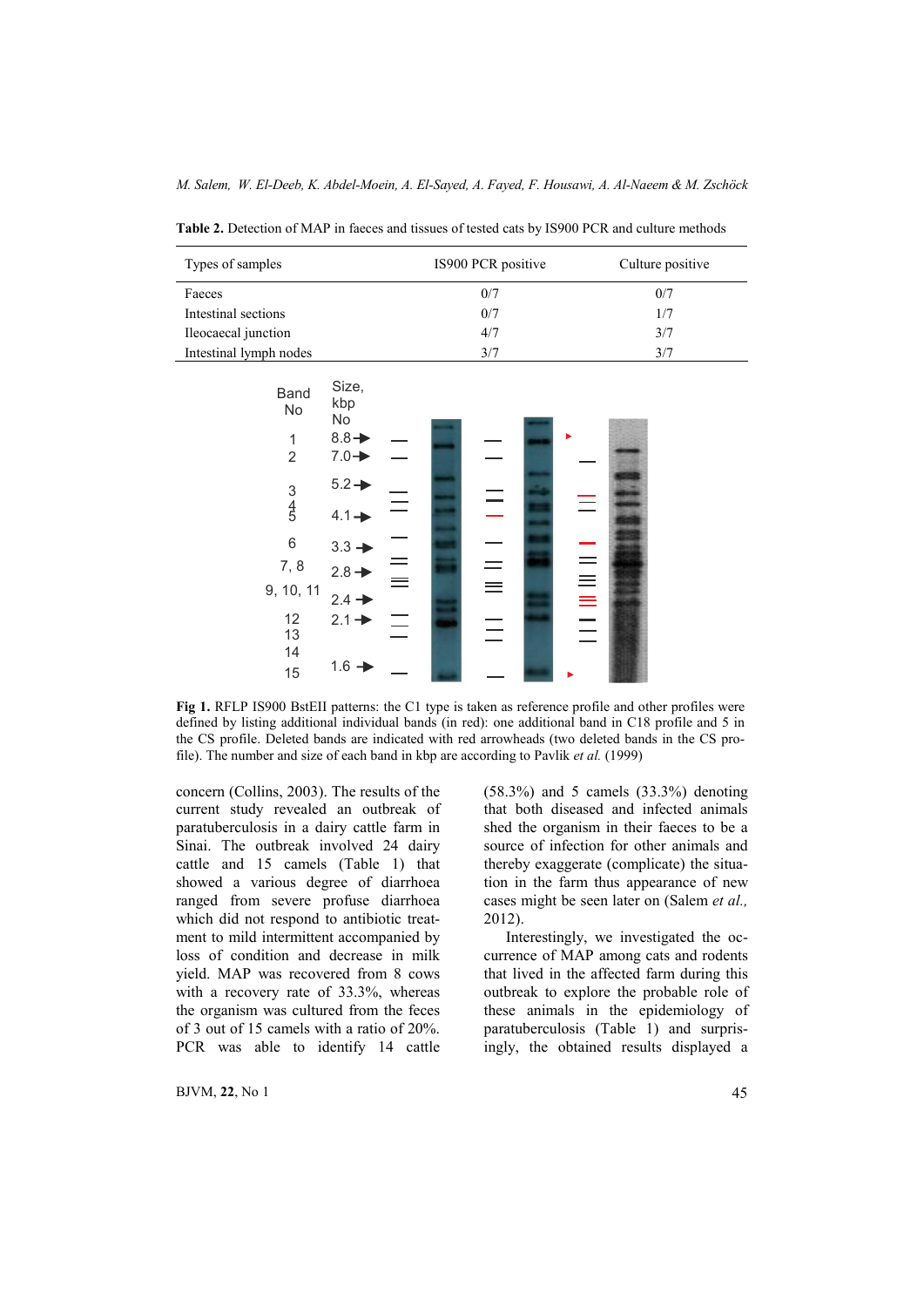**Table 2.** Detection of MAP in faeces and tissues of tested cats by IS900 PCR and culture methods

| Types of samples | IS900 PCR positive | Culture positive |
|---|---|---|
| Faeces | 0/7 | 0/7 |
| Intestinal sections | 0/7 | 1/7 |
| Ileocaecal junction | 4/7 | 3/7 |
| Intestinal lymph nodes | 3/7 | 3/7 |

**Fig 1.** RFLP IS900 BstEII patterns: the C1 type is taken as reference profile and other profiles were defined by listing additional individual bands (in red): one additional band in C18 profile and 5 in the CS profile. Deleted bands are indicated with red arrowheads (two deleted bands in the CS profile). The number and size of each band in kbp are according to Pavlik *et al.* (1999)

concern (Collins, 2003). The results of the current study revealed an outbreak of paratuberculosis in a dairy cattle farm in Sinai. The outbreak involved 24 dairy cattle and 15 camels (Table 1) that showed a various degree of diarrhoea ranged from severe profuse diarrhoea which did not respond to antibiotic treatment to mild intermittent accompanied by loss of condition and decrease in milk yield. MAP was recovered from 8 cows with a recovery rate of 33.3%, whereas the organism was cultured from the feces of 3 out of 15 camels with a ratio of 20%. PCR was able to identify 14 cattle (58.3%) and 5 camels (33.3%) denoting that both diseased and infected animals shed the organism in their faeces to be a source of infection for other animals and thereby exaggerate (complicate) the situation in the farm thus appearance of new cases might be seen later on (Salem *et al.,* 2012).

Interestingly, we investigated the occurrence of MAP among cats and rodents that lived in the affected farm during this outbreak to explore the probable role of these animals in the epidemiology of paratuberculosis (Table 1) and surprisingly, the obtained results displayed a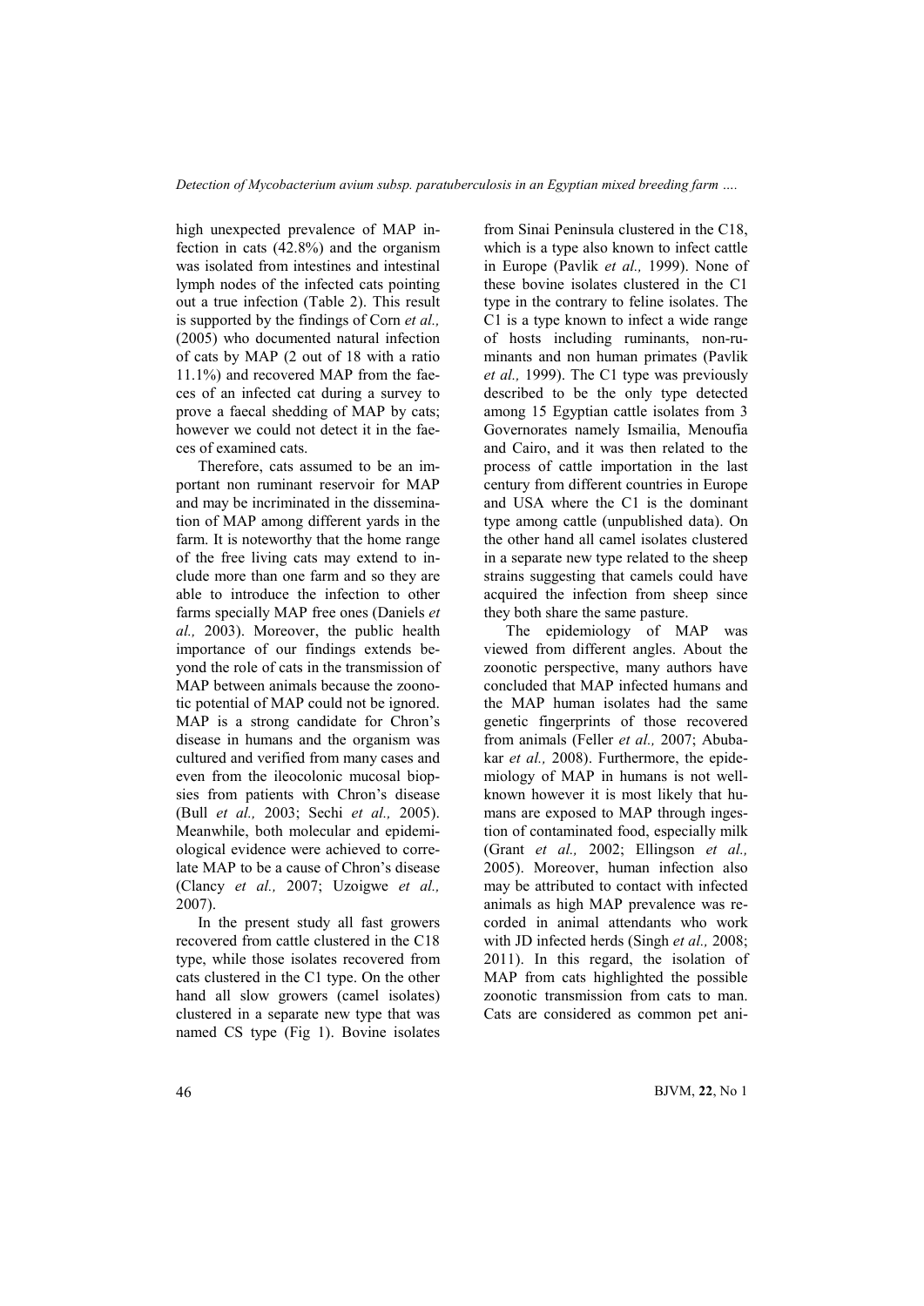high unexpected prevalence of MAP infection in cats (42.8%) and the organism was isolated from intestines and intestinal lymph nodes of the infected cats pointing out a true infection (Table 2). This result is supported by the findings of Corn *et al.,* (2005) who documented natural infection of cats by MAP (2 out of 18 with a ratio 11.1%) and recovered MAP from the faeces of an infected cat during a survey to prove a faecal shedding of MAP by cats; however we could not detect it in the faeces of examined cats.

Therefore, cats assumed to be an important non ruminant reservoir for MAP and may be incriminated in the dissemination of MAP among different yards in the farm. It is noteworthy that the home range of the free living cats may extend to include more than one farm and so they are able to introduce the infection to other farms specially MAP free ones (Daniels *et al.,* 2003). Moreover, the public health importance of our findings extends beyond the role of cats in the transmission of MAP between animals because the zoonotic potential of MAP could not be ignored. MAP is a strong candidate for Chron's disease in humans and the organism was cultured and verified from many cases and even from the ileocolonic mucosal biopsies from patients with Chron's disease (Bull *et al.,* 2003; Sechi *et al.,* 2005). Meanwhile, both molecular and epidemiological evidence were achieved to correlate MAP to be a cause of Chron's disease (Clancy *et al.,* 2007; Uzoigwe *et al.,* 2007).

In the present study all fast growers recovered from cattle clustered in the C18 type, while those isolates recovered from cats clustered in the C1 type. On the other hand all slow growers (camel isolates) clustered in a separate new type that was named CS type (Fig 1). Bovine isolates from Sinai Peninsula clustered in the C18, which is a type also known to infect cattle in Europe (Pavlik *et al.,* 1999). None of these bovine isolates clustered in the C1 type in the contrary to feline isolates. The C1 is a type known to infect a wide range of hosts including ruminants, non-ruminants and non human primates (Pavlik *et al.,* 1999). The C1 type was previously described to be the only type detected among 15 Egyptian cattle isolates from 3 Governorates namely Ismailia, Menoufia and Cairo, and it was then related to the process of cattle importation in the last century from different countries in Europe and USA where the C1 is the dominant type among cattle (unpublished data). On the other hand all camel isolates clustered in a separate new type related to the sheep strains suggesting that camels could have acquired the infection from sheep since they both share the same pasture.

The epidemiology of MAP was viewed from different angles. About the zoonotic perspective, many authors have concluded that MAP infected humans and the MAP human isolates had the same genetic fingerprints of those recovered from animals (Feller *et al.,* 2007; Abubakar *et al.,* 2008). Furthermore, the epidemiology of MAP in humans is not well-known however it is most likely that humans are exposed to MAP through ingestion of contaminated food, especially milk (Grant *et al.,* 2002; Ellingson *et al.,* 2005). Moreover, human infection also may be attributed to contact with infected animals as high MAP prevalence was recorded in animal attendants who work with JD infected herds (Singh *et al.,* 2008; 2011). In this regard, the isolation of MAP from cats highlighted the possible zoonotic transmission from cats to man. Cats are considered as common pet ani-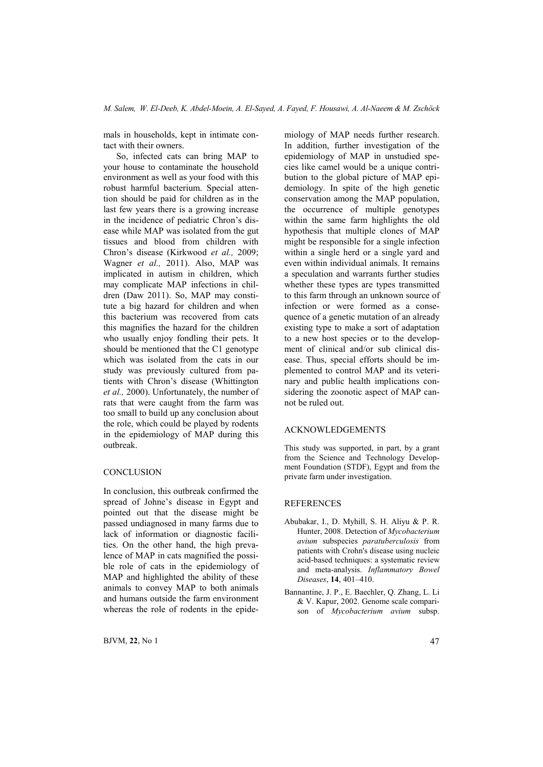mals in households, kept in intimate contact with their owners.

So, infected cats can bring MAP to your house to contaminate the household environment as well as your food with this robust harmful bacterium. Special attention should be paid for children as in the last few years there is a growing increase in the incidence of pediatric Chron's disease while MAP was isolated from the gut tissues and blood from children with Chron's disease (Kirkwood *et al.,* 2009; Wagner *et al.,* 2011). Also, MAP was implicated in autism in children, which may complicate MAP infections in children (Daw 2011). So, MAP may constitute a big hazard for children and when this bacterium was recovered from cats this magnifies the hazard for the children who usually enjoy fondling their pets. It should be mentioned that the C1 genotype which was isolated from the cats in our study was previously cultured from patients with Chron's disease (Whittington *et al.,* 2000). Unfortunately, the number of rats that were caught from the farm was too small to build up any conclusion about the role, which could be played by rodents in the epidemiology of MAP during this outbreak.

## CONCLUSION

In conclusion, this outbreak confirmed the spread of Johne's disease in Egypt and pointed out that the disease might be passed undiagnosed in many farms due to lack of information or diagnostic facilities. On the other hand, the high prevalence of MAP in cats magnified the possible role of cats in the epidemiology of MAP and highlighted the ability of these animals to convey MAP to both animals and humans outside the farm environment whereas the role of rodents in the epidemiology of MAP needs further research. In addition, further investigation of the epidemiology of MAP in unstudied species like camel would be a unique contribution to the global picture of MAP epidemiology. In spite of the high genetic conservation among the MAP population, the occurrence of multiple genotypes within the same farm highlights the old hypothesis that multiple clones of MAP might be responsible for a single infection within a single herd or a single yard and even within individual animals. It remains a speculation and warrants further studies whether these types are types transmitted to this farm through an unknown source of infection or were formed as a consequence of a genetic mutation of an already existing type to make a sort of adaptation to a new host species or to the development of clinical and/or sub clinical disease. Thus, special efforts should be implemented to control MAP and its veterinary and public health implications considering the zoonotic aspect of MAP cannot be ruled out.

## ACKNOWLEDGEMENTS

This study was supported, in part, by a grant from the Science and Technology Development Foundation (STDF), Egypt and from the private farm under investigation.

## REFERENCES

Abubakar, I., D. Myhill, S. H. Aliyu & P. R. Hunter, 2008. Detection of *Mycobacterium avium* subspecies *paratuberculosis* from patients with Crohn's disease using nucleic acid-based techniques: a systematic review and meta-analysis. *Inflammatory Bowel Diseases*, **14**, 401–410.

Bannantine, J. P., E. Baechler, Q. Zhang, L. Li & V. Kapur, 2002. Genome scale comparison of *Mycobacterium avium* subsp.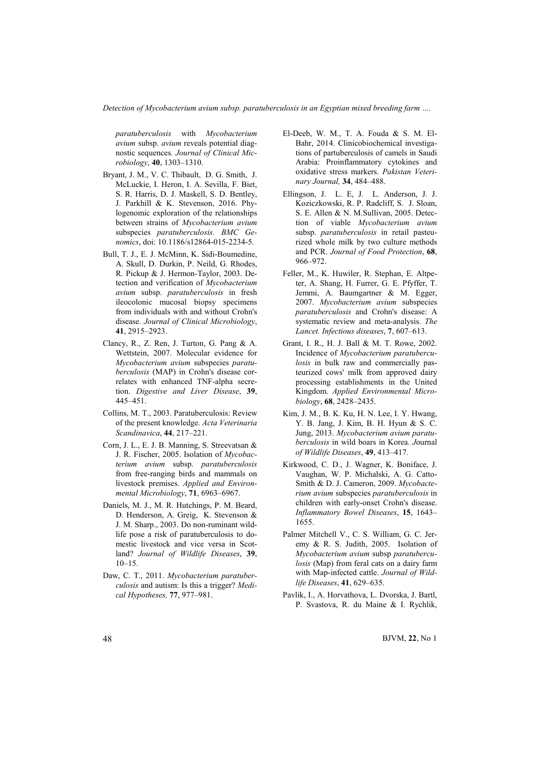*paratuberculosis* with *Mycobacterium avium* subsp. *avium* reveals potential diagnostic sequences*. Journal of Clinical Microbiology*, **40**, 1303–1310.

Bryant, J. M., V. C. Thibault, D. G. Smith, J. McLuckie, I. Heron, I. A. Sevilla, F. Biet, S. R. Harris, D. J. Maskell, S. D. Bentley, J. Parkhill & K. Stevenson, 2016. Phylogenomic exploration of the relationships between strains of *Mycobacterium avium* subspecies *paratuberculosis. BMC Genomics*, doi: 10.1186/s12864-015-2234-5.

Bull, T. J., E. J. McMinn, K. Sidi-Boumedine, A. Skull, D. Durkin, P. Neild, G. Rhodes, R. Pickup & J. Hermon-Taylor, 2003. Detection and verification of *Mycobacterium avium* subsp. *paratuberculosis* in fresh ileocolonic mucosal biopsy specimens from individuals with and without Crohn's disease. *Journal of Clinical Microbiology*, **41**, 2915–2923.

Clancy, R., Z. Ren, J. Turton, G. Pang & A. Wettstein, 2007. Molecular evidence for *Mycobacterium avium* subspecies *paratuberculosis* (MAP) in Crohn's disease correlates with enhanced TNF-alpha secretion. *Digestive and Liver Disease*, **39**, 445–451.

Collins, M. T., 2003. Paratuberculosis: Review of the present knowledge. *Acta Veterinaria Scandinavica*, **44**, 217–221.

Corn, J. L., E. J. B. Manning, S. Streevatsan & J. R. Fischer, 2005. Isolation of *Mycobacterium avium* subsp. *paratuberculosis* from free-ranging birds and mammals on livestock premises. *Applied and Environmental Microbiology*, **71**, 6963–6967.

Daniels, M. J., M. R. Hutchings, P. M. Beard, D. Henderson, A. Greig, K. Stevenson & J. M. Sharp., 2003. Do non-ruminant wildlife pose a risk of paratuberculosis to domestic livestock and vice versa in Scotland? *Journal of Wildlife Diseases*, **39**, 10–15.

Daw, C. T., 2011. *Mycobacterium paratuberculosis* and autism: Is this a trigger? *Medical Hypotheses,* **77**, 977–981.

El-Deeb, W. M., T. A. Fouda & S. M. El-Bahr, 2014. Clinicobiochemical investigations of partuberculosis of camels in Saudi Arabia: Proinflammatory cytokines and oxidative stress markers. *Pakistan Veterinary Journal,* **34**, 484–488.

Ellingson, J. L. E, J. L. Anderson, J. J. Koziczkowski, R. P. Radcliff, S. J. Sloan, S. E. Allen & N. M.Sullivan, 2005. Detection of viable *Mycobacterium avium* subsp. *paratuberculosis* in retail pasteurized whole milk by two culture methods and PCR. *Journal of Food Protection*, **68**, 966–972.

Feller, M., K. Huwiler, R. Stephan, E. Altpeter, A. Shang, H. Furrer, G. E. Pfyffer, T. Jemmi, A. Baumgartner & M. Egger, 2007. *Mycobacterium avium* subspecies *paratuberculosis* and Crohn's disease: A systematic review and meta-analysis. *The Lancet. Infectious diseases*, **7**, 607–613.

Grant, I. R., H. J. Ball & M. T. Rowe, 2002. Incidence of *Mycobacterium paratuberculosis* in bulk raw and commercially pasteurized cows' milk from approved dairy processing establishments in the United Kingdom. *Applied Environmental Microbiology*, **68**, 2428–2435.

Kim, J. M., B. K. Ku, H. N. Lee, I. Y. Hwang, Y. B. Jang, J. Kim, B. H. Hyun & S. C. Jung, 2013. *Mycobacterium avium paratuberculosis* in wild boars in Korea. *J*ournal *of Wildlife Diseases*, **49**, 413–417.

Kirkwood, C. D., J. Wagner, K. Boniface, J. Vaughan, W. P. Michalski, A. G. Catto-Smith & D. J. Cameron, 2009. *Mycobacterium avium* subspecies *paratuberculosis* in children with early-onset Crohn's disease. *Inflammatory Bowel Diseases*, **15**, 1643–1655.

Palmer Mitchell V., C. S. William, G. C. Jeremy & R. S. Judith, 2005. Isolation of *Mycobacterium avium* subsp *paratuberculosis* (Map) from feral cats on a dairy farm with Map-infected cattle. *Journal of Wildlife Diseases*, **41**, 629–635.

Pavlik, I., A. Horvathova, L. Dvorska, J. Bartl, P. Svastova, R. du Maine & I. Rychlik,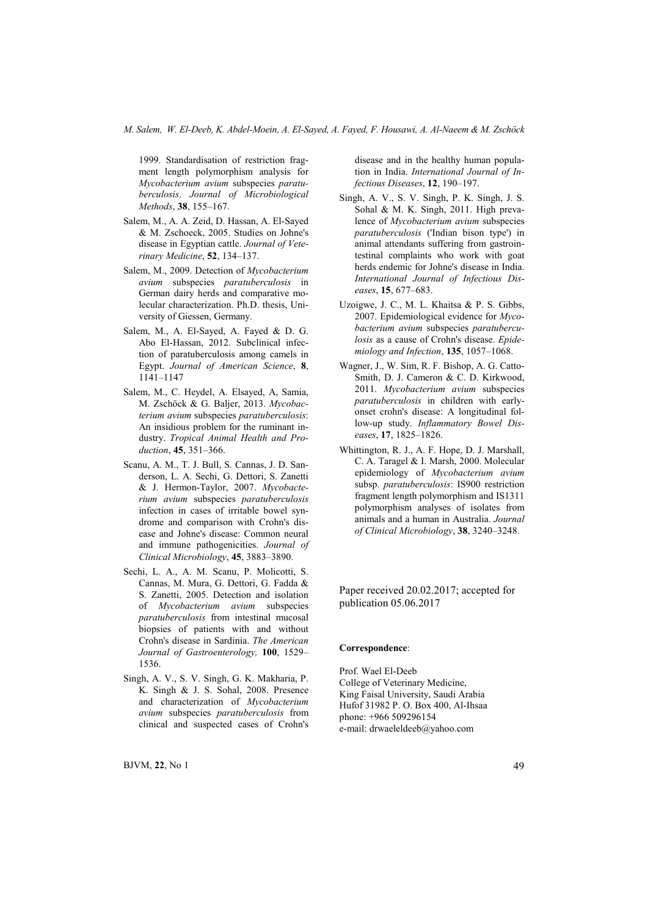1999. Standardisation of restriction fragment length polymorphism analysis for *Mycobacterium avium* subspecies *paratuberculosis*. *Journal of Microbiological Methods*, **38**, 155–167.

Salem, M., A. A. Zeid, D. Hassan, A. El-Sayed & M. Zschoeck, 2005. Studies on Johne's disease in Egyptian cattle. *Journal of Veterinary Medicine*, **52**, 134–137.

Salem, M., 2009. Detection of *Mycobacterium avium* subspecies *paratuberculosis* in German dairy herds and comparative molecular characterization. Ph.D. thesis, University of Giessen, Germany.

Salem, M., A. El-Sayed, A. Fayed & D. G. Abo El-Hassan, 2012. Subclinical infection of paratuberculosis among camels in Egypt. *Journal of American Science*, **8**, 1141–1147

Salem, M., C. Heydel, A. Elsayed, A, Samia, M. Zschöck & G. Baljer, 2013. *Mycobacterium avium* subspecies *paratuberculosis*: An insidious problem for the ruminant industry. *Tropical Animal Health and Production*, **45**, 351–366.

Scanu, A. M., T. J. Bull, S. Cannas, J. D. Sanderson, L. A. Sechi, G. Dettori, S. Zanetti & J. Hermon-Taylor, 2007. *Mycobacterium avium* subspecies *paratuberculosis* infection in cases of irritable bowel syndrome and comparison with Crohn's disease and Johne's disease: Common neural and immune pathogenicities. *Journal of Clinical Microbiology*, **45**, 3883–3890.

Sechi, L. A., A. M. Scanu, P. Molicotti, S. Cannas, M. Mura, G. Dettori, G. Fadda & S. Zanetti, 2005. Detection and isolation of *Mycobacterium avium* subspecies *paratuberculosis* from intestinal mucosal biopsies of patients with and without Crohn's disease in Sardinia. *The American Journal of Gastroenterology,* **100**, 1529–1536.

Singh, A. V., S. V. Singh, G. K. Makharia, P. K. Singh & J. S. Sohal, 2008. Presence and characterization of *Mycobacterium avium* subspecies *paratuberculosis* from clinical and suspected cases of Crohn's disease and in the healthy human population in India. *International Journal of Infectious Diseases*, **12**, 190–197.

Singh, A. V., S. V. Singh, P. K. Singh, J. S. Sohal & M. K. Singh, 2011. High prevalence of *Mycobacterium avium* subspecies *paratuberculosis* ('Indian bison type') in animal attendants suffering from gastrointestinal complaints who work with goat herds endemic for Johne's disease in India. *International Journal of Infectious Diseases*, **15**, 677–683.

Uzoigwe, J. C., M. L. Khaitsa & P. S. Gibbs, 2007. Epidemiological evidence for *Mycobacterium avium* subspecies *paratuberculosis* as a cause of Crohn's disease. *Epidemiology and Infection*, **135**, 1057–1068.

Wagner, J., W. Sim, R. F. Bishop, A. G. Catto-Smith, D. J. Cameron & C. D. Kirkwood, 2011. *Mycobacterium avium* subspecies *paratuberculosis* in children with early-onset crohn's disease: A longitudinal follow-up study. *Inflammatory Bowel Diseases*, **17**, 1825–1826.

Whittington, R. J., A. F. Hope, D. J. Marshall, C. A. Taragel & I. Marsh, 2000. Molecular epidemiology of *Mycobacterium avium* subsp. *paratuberculosis*: IS900 restriction fragment length polymorphism and IS1311 polymorphism analyses of isolates from animals and a human in Australia. *Journal of Clinical Microbiology*, **38**, 3240–3248.

Paper received 20.02.2017; accepted for publication 05.06.2017

**Correspondence**:

Prof. Wael El-Deeb
College of Veterinary Medicine,
King Faisal University, Saudi Arabia
Hufof 31982 P. O. Box 400, Al-Ihsaa
phone: +966 509296154
e-mail: drwaeleldeeb@yahoo.com